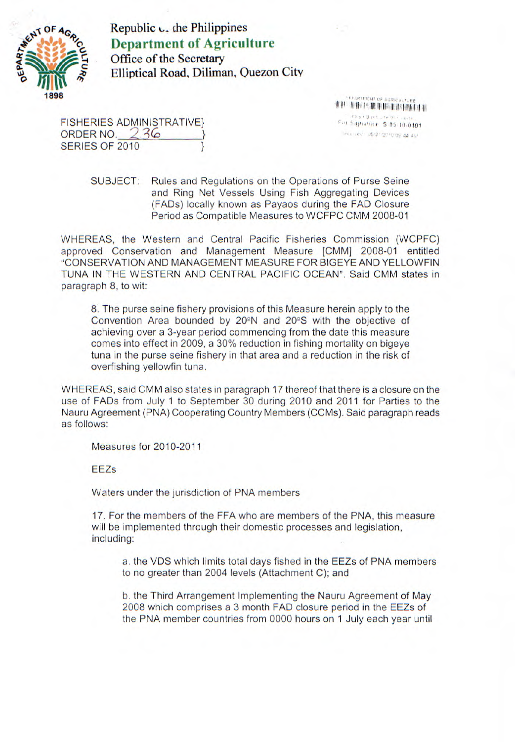Republic of the Philippines
**Department of Agriculture**
Office of the Secretary
Elliptical Road, Diliman, Quezon City

FISHERIES ADMINISTRATIVE ORDER NO. 236
SERIES OF 2010

SUBJECT: Rules and Regulations on the Operations of Purse Seine and Ring Net Vessels Using Fish Aggregating Devices (FADs) locally known as Payaos during the FAD Closure Period as Compatible Measures to WCFPC CMM 2008-01

WHEREAS, the Western and Central Pacific Fisheries Commission (WCPFC) approved Conservation and Management Measure [CMM] 2008-01 entitled "CONSERVATION AND MANAGEMENT MEASURE FOR BIGEYE AND YELLOWFIN TUNA IN THE WESTERN AND CENTRAL PACIFIC OCEAN". Said CMM states in paragraph 8, to wit:

> 8. The purse seine fishery provisions of this Measure herein apply to the Convention Area bounded by 20ºN and 20ºS with the objective of achieving over a 3-year period commencing from the date this measure comes into effect in 2009, a 30% reduction in fishing mortality on bigeye tuna in the purse seine fishery in that area and a reduction in the risk of overfishing yellowfin tuna.

WHEREAS, said CMM also states in paragraph 17 thereof that there is a closure on the use of FADs from July 1 to September 30 during 2010 and 2011 for Parties to the Nauru Agreement (PNA) Cooperating Country Members (CCMs). Said paragraph reads as follows:

> Measures for 2010-2011
>
> EEZs
>
> Waters under the jurisdiction of PNA members
>
> 17. For the members of the FFA who are members of the PNA, this measure will be implemented through their domestic processes and legislation, including:
>
> a. the VDS which limits total days fished in the EEZs of PNA members to no greater than 2004 levels (Attachment C); and
>
> b. the Third Arrangement Implementing the Nauru Agreement of May 2008 which comprises a 3 month FAD closure period in the EEZs of the PNA member countries from 0000 hours on 1 July each year until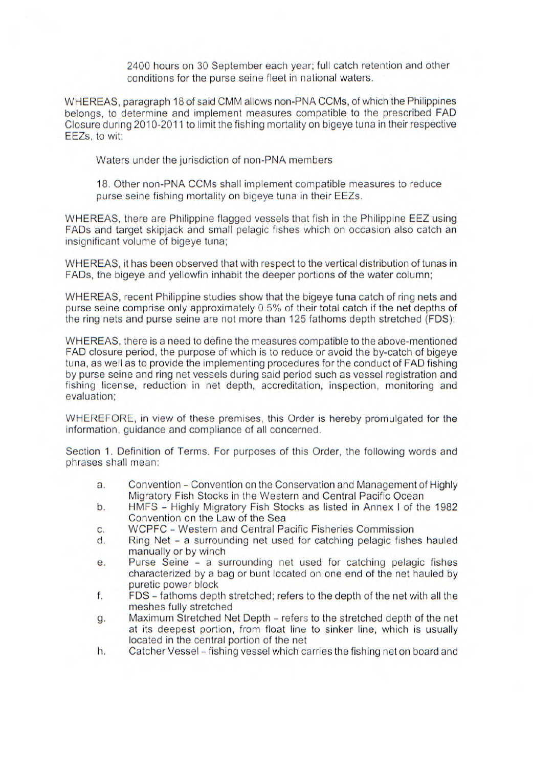2400 hours on 30 September each year; full catch retention and other conditions for the purse seine fleet in national waters.

WHEREAS, paragraph 18 of said CMM allows non-PNA CCMs, of which the Philippines belongs, to determine and implement measures compatible to the prescribed FAD Closure during 2010-2011 to limit the fishing mortality on bigeye tuna in their respective EEZs, to wit:

> Waters under the jurisdiction of non-PNA members
>
> 18. Other non-PNA CCMs shall implement compatible measures to reduce purse seine fishing mortality on bigeye tuna in their EEZs.

WHEREAS, there are Philippine flagged vessels that fish in the Philippine EEZ using FADs and target skipjack and small pelagic fishes which on occasion also catch an insignificant volume of bigeye tuna;

WHEREAS, it has been observed that with respect to the vertical distribution of tunas in FADs, the bigeye and yellowfin inhabit the deeper portions of the water column;

WHEREAS, recent Philippine studies show that the bigeye tuna catch of ring nets and purse seine comprise only approximately 0.5% of their total catch if the net depths of the ring nets and purse seine are not more than 125 fathoms depth stretched (FDS);

WHEREAS, there is a need to define the measures compatible to the above-mentioned FAD closure period, the purpose of which is to reduce or avoid the by-catch of bigeye tuna, as well as to provide the implementing procedures for the conduct of FAD fishing by purse seine and ring net vessels during said period such as vessel registration and fishing license, reduction in net depth, accreditation, inspection, monitoring and evaluation;

WHEREFORE, in view of these premises, this Order is hereby promulgated for the information, guidance and compliance of all concerned.

Section 1. Definition of Terms. For purposes of this Order, the following words and phrases shall mean:

a. Convention – Convention on the Conservation and Management of Highly Migratory Fish Stocks in the Western and Central Pacific Ocean
b. HMFS – Highly Migratory Fish Stocks as listed in Annex I of the 1982 Convention on the Law of the Sea
c. WCPFC – Western and Central Pacific Fisheries Commission
d. Ring Net – a surrounding net used for catching pelagic fishes hauled manually or by winch
e. Purse Seine – a surrounding net used for catching pelagic fishes characterized by a bag or bunt located on one end of the net hauled by puretic power block
f. FDS – fathoms depth stretched; refers to the depth of the net with all the meshes fully stretched
g. Maximum Stretched Net Depth – refers to the stretched depth of the net at its deepest portion, from float line to sinker line, which is usually located in the central portion of the net
h. Catcher Vessel – fishing vessel which carries the fishing net on board and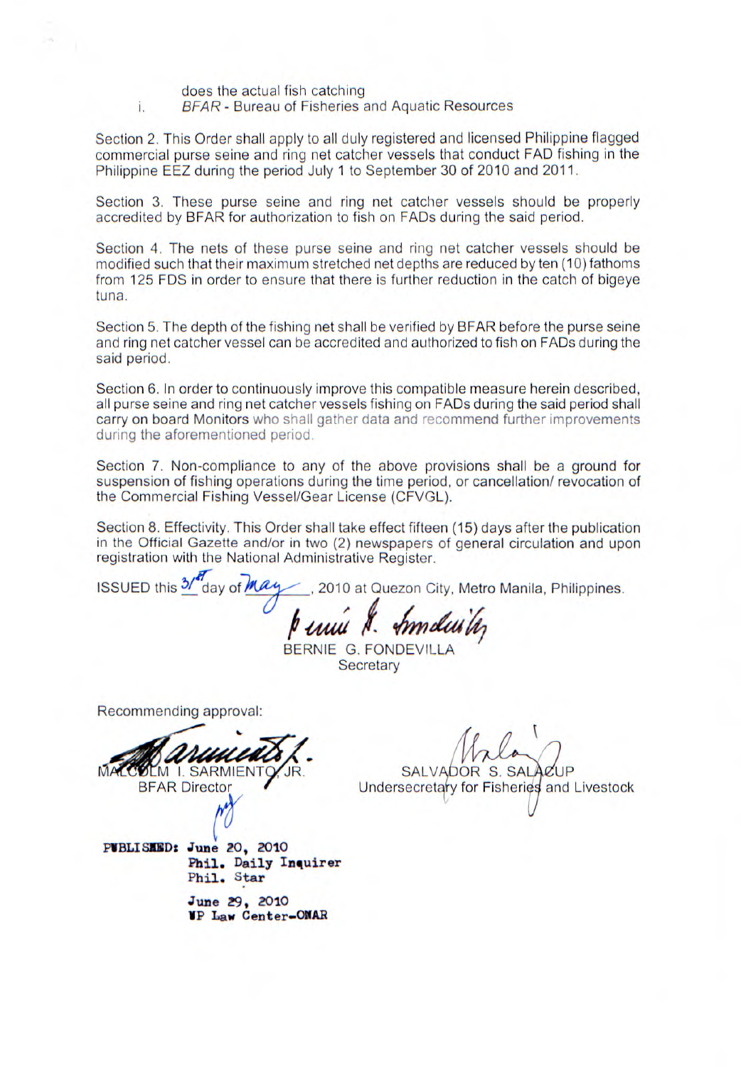does the actual fish catching

i. *BFAR* - Bureau of Fisheries and Aquatic Resources

Section 2. This Order shall apply to all duly registered and licensed Philippine flagged commercial purse seine and ring net catcher vessels that conduct FAD fishing in the Philippine EEZ during the period July 1 to September 30 of 2010 and 2011.

Section 3. These purse seine and ring net catcher vessels should be properly accredited by BFAR for authorization to fish on FADs during the said period.

Section 4. The nets of these purse seine and ring net catcher vessels should be modified such that their maximum stretched net depths are reduced by ten (10) fathoms from 125 FDS in order to ensure that there is further reduction in the catch of bigeye tuna.

Section 5. The depth of the fishing net shall be verified by BFAR before the purse seine and ring net catcher vessel can be accredited and authorized to fish on FADs during the said period.

Section 6. In order to continuously improve this compatible measure herein described, all purse seine and ring net catcher vessels fishing on FADs during the said period shall carry on board Monitors who shall gather data and recommend further improvements during the aforementioned period.

Section 7. Non-compliance to any of the above provisions shall be a ground for suspension of fishing operations during the time period, or cancellation/ revocation of the Commercial Fishing Vessel/Gear License (CFVGL).

Section 8. Effectivity. This Order shall take effect fifteen (15) days after the publication in the Official Gazette and/or in two (2) newspapers of general circulation and upon registration with the National Administrative Register.

ISSUED this 31st day of May, 2010 at Quezon City, Metro Manila, Philippines.

BERNIE G. FONDEVILLA
Secretary

Recommending approval:

MALCOLM I. SARMIENTO JR.
BFAR Director

SALVADOR S. SALACUP
Undersecretary for Fisheries and Livestock

PUBLISHED: June 20, 2010
Phil. Daily Inquirer
Phil. Star

June 29, 2010
UP Law Center-ONAR